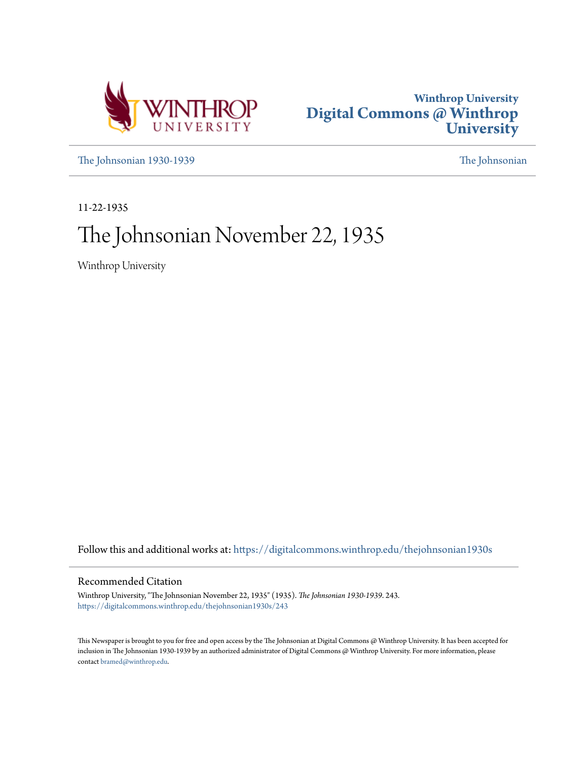Winthrop University
# Digital Commons @ Winthrop University

The Johnsonian 1930-1939

The Johnsonian

11-22-1935

# The Johnsonian November 22, 1935

Winthrop University

Follow this and additional works at: https://digitalcommons.winthrop.edu/thejohnsonian1930s

## Recommended Citation

Winthrop University, "The Johnsonian November 22, 1935" (1935). *The Johnsonian 1930-1939*. 243.
https://digitalcommons.winthrop.edu/thejohnsonian1930s/243

This Newspaper is brought to you for free and open access by the The Johnsonian at Digital Commons @ Winthrop University. It has been accepted for inclusion in The Johnsonian 1930-1939 by an authorized administrator of Digital Commons @ Winthrop University. For more information, please contact bramed@winthrop.edu.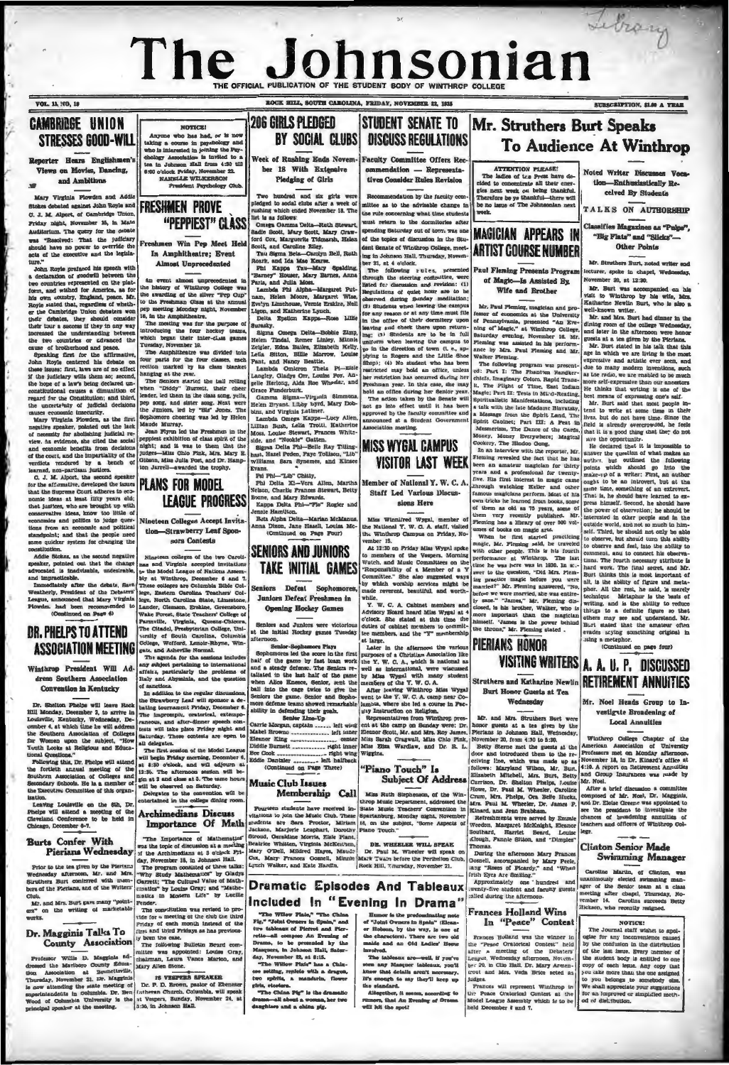# The Johnsonian

THE OFFICIAL PUBLICATION OF THE STUDENT BODY OF WINTHROP COLLEGE

VOL. 13, NO. 10 — ROCK HILL, SOUTH CAROLINA, FRIDAY, NOVEMBER 22, 1935 — SUBSCRIPTION, $1.00 A YEAR

## CAMBRIDGE UNION STRESSES GOOD-WILL

**Reporter Hears Englishmen's Views on Movies, Dancing, and Ambitions**

Mary Virginia Plowden and Addie Stokes debated against John Royle and C. J. M. Alport, of Cambridge Union, Friday night, November 15, in Main Auditorium. The query for the debate was "Resolved: That the judiciary should have no power to override the acts of the executive and the legislature."

John Royle prefaced his speech with a declaration of goodwill between the two countries represented on the platform, and wished for America, as for his own country, England, peace. Mr. Royle stated that, regardless of whether the Cambridge Union debaters won their debates, they should consider their tour a success if they in any way increased the understanding between the two countries or advanced the cause of brotherhood and peace.

Speaking first for the affirmative, John Royle centered his debate on these issues: first, laws are of no effect if the judiciary wills them so; second, the hopes of a law's being declared unconstitutional causes a dimunition of regard for the Constitution; and third, the uncertainty of judicial decisions causes economic insecurity.

Mary Virginia Plowden, as the first negative speaker, pointed out the lack of necessity for abolishing judicial review. As evidence, she cited the social and economic benefits from decisions of the court, and the impartiality of the verdicts rendered by a bench of learned, non-partisan justices.

C. J. M. Alport, the second speaker for the affirmative, developed the issues that the Supreme Court adheres to economic ideas at least fifty years old; that justices, who are brought up with conservative ideas, know too little of economics and politics to judge questions from an economic and political standpoint; and that the people need some quicker system for changing the constitution.

Addie Stokes, as the second negative speaker, pointed out that the change advocated is inadvisable, undesirable, and impracticable.

Immediately after the debate, Sara Weatherly, President of the Debaters' League, announced that Mary Virginia Plowden had been recommended to

(Continued on Page 4)

## DR. PHELPS TO ATTEND ASSOCIATION MEETING

**Winthrop President Will Address Southern Association Convention in Kentucky**

Dr. Shelton Phelps will leave Rock Hill Monday, December 2, to arrive in Louisville, Kentucky, Wednesday, December 4, at which time he will address the Southern Association of Colleges for Women upon the subject, "How Youth Looks at Religious and Educational Questions."

Following this, Dr. Phelps will attend the fortieth annual meeting of the Southern Association of Colleges and Secondary Schools. He is a member of the Executive Committee of this organization.

Leaving Louisville on the 6th, Dr. Phelps will attend a meeting of the Cleveland Conference to be held in Chicago, December 6-7.

## Burts Confer With Pierians Wednesday

Prior to the tea given by the Pierians Wednesday afternoon, Mr. and Mrs. Struthers Burt conferred with members of the Pierians, and of the Writers' Club.

Mr. and Mrs. Burt gave many "pointers" on the writing of marketable works.

## Dr. Magginis Talks To County Association

Professor Willis D. Magginis addressed the Marlboro County Education Association at Bennettsville, Thursday, November 21. Dr. Magginis is now attending the state meeting of superintendents in Columbia. Dr. Ben Wood of Columbia University is the principal speaker at the meeting.

---

**NOTICE!**

Anyone who has had, or is now taking a course in psychology and who is interested in joining the Psychology Association is invited to a tea in Johnson Hall from 4:30 till 6:00 o'clock Friday, November 22.

NANELLE WILKERSON
President Psychology Club.

## FRESHMEN PROVE "PEPPIEST" CLASS

**Freshmen Win Pep Meet Held In Amphitheatre; Event Almost Unprecedented**

An event almost unprecedented in the history of Winthrop college was the awarding of the silver "Pep Cup" to the Freshman Class at the annual pep meeting Monday night, November 18, in the Amphitheatre.

The meeting was for the purpose of introducing the four hockey teams, which began their inter-class games Tuesday, November 19.

The Amphitheatre was divided into four parts for the four classes, each section marked by its class blanket hanging at the rear.

The Seniors started the ball rolling when "Diddy" Burnett, their cheer leader, led them in the class song, yells, pep song, and sister song. Next were the Juniors, led by "Bis" Jones. The Sophomore cheering was led by Helen Maude Murray.

Jean Flynn led the Freshmen in the peppiest exhibition of class spirit of the night; and it was to them that the judges—Miss Chlo Fink, Mrs. Mary E. Gibson, Miss Julia Post, and Dr. Hampton Jarrell—awarded the trophy.

## PLANS FOR MODEL LEAGUE PROGRESS

**Nineteen Colleges Accept Invitation—Strawberry Leaf Sponsors Contests**

Nineteen colleges of the two Carolinas and Virginia accepted invitations to the Model League of Nations Assembly at Winthrop, December 6 and 7. These colleges are Columbia Bible College, Eastern Carolina Teachers' College, North Carolina State, Limestone, Lander, Clemson, Erskine, Greensboro, Wake Forest, State Teachers' College of Farmville, Virginia, Queens-Chicora, The Citadel, Presbyterian College, University of South Carolina, Columbia College, Wofford, Lenoir-Rhyne, Wingate, and Asheville Normal.

The agenda for the sessions includes any subject pertaining to international affairs, particularly the problems of Italy and Abyssinia, and the question of sanctions.

In addition to the regular discussions, the Strawberry Leaf will sponsor a debating tournament Friday, December 6. The impromptu, oratorical, extemporaneous, and after-dinner speech contests will take place Friday night and Saturday. These contests are open to all delegates.

The first session of the Model League will begin Friday morning, December 6, at 9:30 o'clock, and will adjourn at 12:30. The afternoon session will begin at 2 and close at 5. The same hours will be observed on Saturday.

Delegates to the convention will be entertained in the college dining room.

## Archimedians Discuss Importance Of Math

"The Importance of Mathematics" was the topic of discussion at a meeting of the Archimedians at 3 o'clock Friday, November 15, in Johnson Hall.

The program consisted of three talks: "Why Study Mathematics?" by Gladys Garrett; "The Cultural Value of Mathematics" by Louise Gray; and "Mathematics in Modern Life" by Lucille Fender.

The constitution was revised to provide for a meeting of the club the third Friday of each month instead of the first and third Fridays as has previously been the case.

The following Bulletin Board committee was appointed: Louise Gray, chairman, Laura Vance Marion, and Mary Allen Stone.

### IS VESPERS SPEAKER

Dr. P. D. Brown, pastor of Ebenezer Lutheran Church, Columbia, will speak at Vespers, Sunday, November 24, at 6:30, in Johnson Hall.

---

## 206 GIRLS PLEDGED BY SOCIAL CLUBS

**Week of Rushing Ends November 18 With Extensive Pledging of Girls**

Two hundred and six girls were pledged to social clubs after a week of rushing which ended November 18. The list is as follows:

Omega Gamma Delta—Ruth Stewart, Sadie Scott, Mary Scott, Mary Crawford Cox, Marguerite Tidmarsh, Helen Scott, and Caroline Riley.

Tau Sigma Beta—Carolyn Bell, Ruth Roark, and Ida Mae Kearse.

Phi Kappa Tau—Mary Spalding, "Barney" Houser, Mary Barnes, Anna Paris, and Julia Moss.

Lambda Phi Alpha—Margaret Putnam, Helen Moore, Margaret Wise, Evelyn Limehouse, Vernie Erskine, Nell Ligon, and Katherine Lynch.

Delta Epsilon Kappa—Rose Lillie Bundy.

Sigma Omega Delta—Bobbie Zimp, Helen Tindal, Renee Linley, Minnie Zeigler, Edna Bailes, Elizabeth Kelly, Lelia Sitton, Billie Morrow, Louise Fant, and Nancy Beattie.

Lambda Omicron Theta Pi—Essie Langley, Gladys Orr, Louise Foy, Angelle Herlong, Alda Roe Wheeler, and Grace Funderburk.

Gamma Sigma—Virginia Simmons, Helen Bryant, Libby Byrd, Mary Dobbins, and Virginia Latimer.

Lambda Omega Kappa—Lucy Allen, Lillian Bush, Lelia Truill, Katherine Moss, Louise Stewart, Frances Whiteside, and "Nookie" Casten.

Sigma Delta Phi—Belle Ray Tillinghast, Hazel Peden, Faye Tollison, "Lib" Williams Sara Symmes, and Kinsee Evans.

Psi Phi—"Lib" Chitty.

Phi Delta Xi—Vera Allen, Martha Nelson, Charlie Frances Stewart, Betty Boone, and Mary Edwards.

Kappa Delta Phi—"Pie" Rogier and Jennie Hamilton.

Beta Alpha Delta—Marian McManus, Anna Dixon, Jane Hassell, Louisa McHolt.

(Continued on Page Four)

## SENIORS AND JUNIORS TAKE INITIAL GAMES

**Seniors Defeat Sophomores, Juniors Defeat Freshmen in Opening Hockey Games**

Seniors and Juniors were victorious at the initial Hockey games Tuesday afternoon.

**Senior-Sophomore Plays**

Sophomores led the score in the first half of the game by fast team work and a steady defense. The Seniors retaliated in the last half of the game when Alice Kneece, Senior, sent the ball into the cage twice to give the Seniors the game. Senior and Sophomore defense teams showed remarkable ability in defending their goals.

**Senior Line-Up**

| | |
|---|---|
| Carrie Morgan, captain | left wing |
| Mabel Brown | left inner |
| Eleanor King | center |
| Diddie Burnett | right inner |
| Bee Cook | right wing |
| Eddie Dantzler | left halfback |

(Continued on Page Three)

## Music Club Issues Membership Call

Fourteen students have received invitations to join the Music Club. These students are Sara Proctor, Miriam Jackson, Marjorie Leaphart, Dorothy Stroud, Geraldine Morris, Elsie Plant, Beatrice Whisnant, Virginia McKeown, Mary O'Dell, Mildred Hayes, Maude Cox, Mary Frances Connell, Minnie Lynch Walker, and Kate Hardin.

---

## STUDENT SENATE TO DISCUSS REGULATIONS

**Faculty Committee Offers Recommendation — Representatives Consider Rules Revision**

Recommendation by the faculty committee as to the advisable change in the rule concerning what time students must return to the dormitories after spending Saturday out of town was one of the topics of discussion in the Student Senate of Winthrop College, meeting in Johnson Hall, Thursday, November 21, at 4 o'clock.

The following rules, presented through the steering committee, were listed for discussion and revision: (1) Regulations of quiet hour are to be observed during Sunday meditation; (2) Students when leaving the campus for any reason or at any time must file in the office of their dormitory upon leaving and check there upon returning; (3) Students are to be in full uniform when leaving the campus to go in the direction of town (i.e., up town, to Rogers and the Little Shoe Shop); (4) No student who has been restricted may hold an office, unless her restriction has occurred during her Freshman year. In this case, she may hold an office during her Senior year.

The action taken by the Senate will not go into effect until it has been approved by the faculty committee and announced at a Student Government Association meeting.

## MISS WYGAL CAMPUS VISITOR LAST WEEK

**Member of National Y. W. C. A. Staff Led Various Discussions Here**

Miss Winnifred Wygal, member of the National Y. W. C. A. staff, visited the Winthrop Campus on Friday, November 15.

At 12:30 on Friday Miss Wygal spoke to members of the Vespers, Morning Watch, and Music Committees on the "Responsibility of a Member of a Y Committee." She also suggested ways by which worship services might be made reverent, beautiful, and worthwhile.

Y. W. C. A. Cabinet members and Advisory Board heard Miss Wygal at 4 o'clock. She stated at this time the duties of cabinet members to committee members, and the "Y" membership at large.

Later in the afternoon the various purposes of a Christian Association like the Y. W. C. A., which is national as well as international, were discussed by Miss Wygal with many student members of the Y. W. C. A.

After leaving Winthrop Miss Wygal went to the Y. W. C. A. camp near Columbia, where she led a course in Faculty Instruction on Religion.

Representatives from Winthrop present at the camp on Sunday were: Dr. Eleanor Scott, Mr. and Mrs. Roy James, Miss Sarah Cragwall, Miss Chlo Fink, Miss Elsa Wardlaw, and Dr. R. L. Wiggins.

## "Piano Touch" Is Subject Of Address

Miss Ruth Stephenson, of the Winthrop Music Department, addressed the State Music Teachers' Convention in Spartanburg, Monday night, November 18, on the subject, "Some Aspects of Piano Touch."

### DR. WHEELER WILL SPEAK

Dr. Paul M. Wheeler will speak on Mark Twain before the Perihelion Club, Rock Hill, Thursday, November 21.

## Dramatic Episodes And Tableaux Included In "Evening In Drama"

"The Willow Plate," "The China Pig," "Joint Owners in Spain," and two tableaux of Pierrot and Pierrette—all compose An Evening of Drama, to be presented by the Masquers, in Johnson Hall, Saturday, November 23, at 8:15.

"The Willow Plate" has a Chinese setting, replete with a dragon, two spirits, a mandarin, flower girls, etcetera.

"The China Pig" is the dramatic drama—all about a woman, her two daughters and a china pig.

Humor is the predominating note of "Joint Owners in Spain" (Eleanor Hobson, by the way, is one of the characters). There are two old maids and an Old Ladies' Home involved.

The tableaux are—well, if you've seen any Masquer tableaux, you'll know that details aren't necessary. It's enough to say they'll keep up the standard.

Altogether, it seems, according to rumors, that An Evening of Drama will hit the spot!

---

## Mr. Struthers Burt Speaks To Audience At Winthrop

**ATTENTION PLEASE!**

The ladies of the Press have decided to concentrate all their energies next week on being thankful. Therefore be ye thankful—there will be no issue of The Johnsonian next week.

## MAGICIAN APPEARS IN ARTIST COURSE NUMBER

**Paul Fleming Presents Program of Magic—Is Assisted By Wife and Brother**

Mr. Paul Fleming, magician and professor of economics at the University of Pennsylvania, presented "An Evening of Magic," at Winthrop College, Saturday evening, November 16. Mr. Fleming was assisted in his performance by Mrs. Paul Fleming and Mr. Walker Fleming.

The following program was presented: Part I: The Phantom Handkerchiefs, Imaginary Colors, Rapid Transit, The Flight of Time, East Indian Magic; Part II: Tests in Mind-Reading, Spiritualistic Manifestations, including a talk with the late Madame Blavatsky, a Message from the Spirit Land, The Spirit Cabinet; Part III: A Feat of Mesmerism, The Dance of the Cards, Money, Money Everywhere; Magical Cookery, The Hindoo Gong.

In an interview with the reporter, Mr. Fleming revealed the fact that he has been an amateur magician for thirty years and a professional for twenty-five. His first interest in magic came through watching Keller and other famous magicians perform. Most of his own tricks he learned from books, some of them as old as 75 years, some of them very recently published. Mr. Fleming has a library of over 500 volumes of books on magic arts.

When he first started practicing magic, Mr. Fleming said, he traveled with other people. This is his fourth performance at Winthrop. The last time he was here was in 1930. In answer to the question, "Did Mrs. Fleming practice magic before you were married?" Mr. Fleming answered, "No, before we were married, she was entirely sane." "James," Mr. Fleming disclosed, is his brother, Walker, who is more important than the magician himself. "James is the power behind the throne," Mr. Fleming stated.

## PIERIANS HONOR VISITING WRITERS

**Struthers and Katharine Newlin Burt Honor Guests at Tea Wednesday**

Mr. and Mrs. Struthers Burt were honor guests at a tea given by the Pierians in Johnson Hall, Wednesday, November 20, from 4:30 to 5:30.

Betty Sterne met the guests at the door and introduced them to the receiving line, which was made up as follows: Maryland Wilson, Mr. Burt, Elizabeth Mitchell, Mrs. Burt, Betty Carrison, Dr. Shelton Phelps, Louise Howe, Dr. Paul M. Wheeler, Caroline Crum, Mrs. Phelps, Ora Belle Hucks, Mrs. Paul M. Wheeler, Dr. James P. Kinard, and Jean Brabham.

Refreshments were served by Emmie Weedon, Margaret McKnight, Eleanor Southard, Harriet Beard, Louise Clough, Fannie Sitton, and "Dimples" Thomas.

During the afternoon Mary Frances Connell, accompanied by Mary Peele, sang "Roses of Picardy," and "When Irish Eyes Are Smiling."

Approximately one hundred and twenty-five student and faculty guests called during the afternoon.

## Frances Holland Wins In "Peace" Contest

Frances Holland was the winner in the "Peace Oratorical Contest" held after a meeting of the Debaters' League, Wednesday afternoon, November 20, in Clio Hall. Dr. Mary Armentrout and Mrs. Veda Brice acted as judges.

Frances will represent Winthrop in the Peace Oratorical Contest at the Model League Assembly which is to be held December 6 and 7.

---

**Noted Writer Discusses Vocation—Enthusiastically Received By Students**

### TALKS ON AUTHORSHIP

**Classifies Magazines as "Pulps," "Big Flats" and "Slicks"—Other Points**

Mr. Struthers Burt, noted writer and lecturer, spoke in chapel, Wednesday, November 20, at 12:30.

Mr. Burt was accompanied on his visit to Winthrop by his wife, Mrs. Katharine Newlin Burt, who is also a well-known writer.

Mr. and Mrs. Burt had dinner in the dining room of the college Wednesday, and later in the afternoon were honor guests at a tea given by the Pierians.

Mr. Burt stated in his talk that this age in which we are living is the most expressive and artistic ever seen, and due to many modern inventions, such as the radio, we are enabled to be much more self-expressive than our ancestors. He thinks that writing is one of the best means of expressing one's self.

Mr. Burt said that most people intend to write at some time in their lives, but do not have time. Since the field is already overcrowded, he feels that it is a good thing that they do not have the opportunity.

He declared that it is impossible to answer the question of what makes an author, but outlined the following points which should go into the make-up of a writer: First, an author ought to be an introvert, but at the same time, something of an extrovert. That is, he should have learned to express himself. Second, he should have the power of observation; he should be interested in other people and in the outside world, and not so much in himself. Third, he should not only be able to observe, but should turn this ability to observe and feel, into the ability to comment, and to correct his observations. The fourth necessary attribute is hard work. The final secret, and Mr. Burt thinks this is most important of all, is the ability of figure and metaphor. All the rest, he said, is merely technique. Metaphor is the basis of writing, and is the ability to reduce things to a definite figure so that others may see and understand. Mr. Burt stated that the amateur often evades saying something original in using a metaphor.

(Continued on page four)

## A. A. U. P. DISCUSSED RETIREMENT ANNUITIES

**Mr. Noel Heads Group to Investigate Broadening of Local Annuities**

Winthrop College Chapter of the American Association of University Professors met on Monday afternoon, November 18, in Dr. Kinard's office at 4:30. A report on Retirement Annuities and Group Insurances was made by Mr. Noel.

After a brief discussion a committee composed of Mr. Noel, Dr. Magginis, and Dr. Eloise Greene was appointed to see the president to investigate the chances of broadening annuities of teachers and officers of Winthrop College.

## Clinton Senior Made Swimming Manager

Caroline Martin, of Clinton, was unanimously elected swimming manager of the Senior team at a class meeting after chapel, Thursday, November 14. Carolina succeeds Betty Hickson, who recently resigned.

**NOTICE!**

The Journal staff wishes to apologize for any inconveniences caused by the confusion in the distribution of the last issue. Every member of the student body is entitled to one copy of each issue. Any copy that you take more than the one assigned to you belongs to somebody else. We shall appreciate your suggestions for an improved or simplified method of distribution.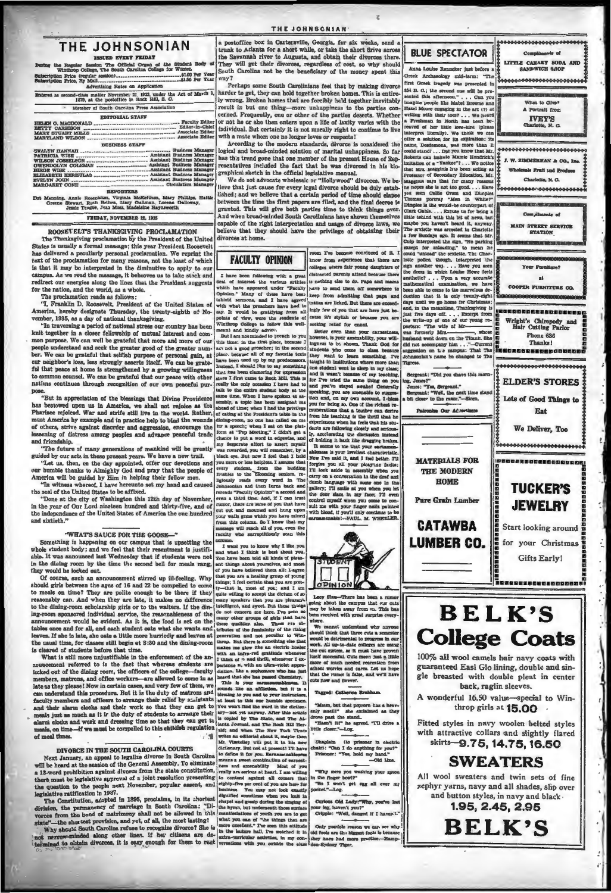# THE JOHNSONIAN

ISSUED EVERY FRIDAY

During the Regular Session The Official Organ of the Student Body of Winthrop College, The South Carolina College for Women

Subscription Price (regular session) ........ $1.00 Per Year
Subscription Price, By Mail ........ $1.50 Per Year

Advertising Rates on Application

Entered as second-class matter November 21, 1923, under the Act of March 3, 1879, at the postoffice in Rock Hill, S. C.

Member of South Carolina Press Association

EDITORIAL STAFF

HELEN O. MACDONALD ........ Faculty Editor
BETTY CARRISON ........ Editor-in-Chief
MARY STUART MILLS ........ Associate Editor
MARYLAND WILSON ........ Associate Editor

BUSINESS STAFF

EVALYN HANNAH ........ Business Manager
PATRICIA WISE ........ Assistant Business Manager
WILSON JOSSELSON ........ Assistant Business Manager
GWENDOLYN COLEMAN ........ Assistant Business Manager
BIRDIE WISE ........ Assistant Business Manager
ELIZABETH KERHULAS ........ Assistant Business Manager
EVELYN JOHN ........ Assistant Business Manager
MARGARET CONE ........ Circulation Manager

REPORTERS

Dot Manning, Annie Rosenblum, Virginia McKeithen, Mary Phillips, Hattie Greene Stewart, Ruth Bethea, Mary Gallman, Lorena Galloway, Jessie Teague, Jean Moss, Madeleine Haynsworth

FRIDAY, NOVEMBER 22, 1935

## ROOSEVELT'S THANKSGIVING PROCLAMATION

The Thanksgiving proclamation by the President of the United States is usually a formal message; this year President Roosevelt has delivered a peculiarly personal proclamation. We reprint the text of the proclamation for many reasons, not the least of which is that it may be interpreted in the diminutive to apply to our campus. As we read the message, it behooves us to take stock and redirect our energies along the lines that the President suggests for the nation, and the world, as a whole.

The proclamation reads as follows:

"I, Franklin D. Roosevelt, President of the United States of America, hereby designate Thursday, the twenty-eighth of November, 1935, as a day of national thanksgiving.

"In traversing a period of national stress our country has been knit together in a closer fellowship of mutual interest and common purpose. We can well be grateful that more and more of our people understand and seek the greater good of the greater number. We can be grateful that selfish purpose of personal gain, at our neighbor's loss, less strongly asserts itself. We can be grateful that peace at home is strengthened by a growing willingness to common counsel. We can be grateful that our peace with other nations continues through recognition of our own peaceful purpose.

"But in appreciation of the blessings that Divine Providence has bestowed upon us in America, we shall not rejoice as the Pharisee rejoiced. War and strife still live in the world. Rather, must America by example and in practice help to bind the wounds of others, strive against disorder and aggression, encourage the lessening of distress among peoples and advance peaceful trade and friendship.

"The future of many generations of mankind will be greatly guided by our acts in these present years. We have a new trail.

"Let us, then, on the day appointed, offer our devotions and our humble thanks to Almighty God and pray that the people of America will be guided by Him in helping their fellow men.

"In witness whereof, I have hereunto set my hand and caused the seal of the United States to be affixed.

"Done at the city of Washington this 12th day of November, in the year of Our Lord nineteen hundred and thirty-five, and of the independence of the United States of America the one hundred and sixtieth."

## "WHAT'S SAUCE FOR THE GOOSE—"

Something is happening on our campus that is upsetting the whole student body; and we feel that their resentment is justifiable. It was announced last Wednesday that if students were not in the dining room by the time the second bell for meals rang, they would be locked out.

Of course, such an announcement stirred up ill-feeling. Why should girls between the ages of 16 and 22 be compelled to come to meals on time? They are polite enough to be there if they reasonably can. And when they are late, it makes no difference to the dining-room scholarship girls or to the waiters. If the dining-room sponsored individual service, the reasonableness of the announcement would be evident. As it is, the food is set on the tables once and for all, and each student eats what she wants and leaves. If she is late, she eats a little more hurriedly and leaves at the usual time, for classes still begin at 8:30 and the dining-room is cleared of students before that time.

What is still more unjustifiable in the enforcement of the announcement referred to is the fact that whereas students are locked out of the dining room, the officers of the college—faculty members, matrons, and office workers—are allowed to come in as late as they please! Now in certain cases, and very few of them, we can understand this procedure. But it is the duty of matrons and faculty members and officers to arrange their relief by assistants and their alarm clocks and their work so that they can get to meals just as much as it is the duty of students to arrange their alarm clocks and work and dressing time so that they can get to meals, on time—if we must be compelled to this childish regulation of meal times.

## DIVORCE IN THE SOUTH CAROLINA COURTS

Next January, an appeal to legalize divorce in South Carolina will be heard at the session of the General Assembly. To eliminate a 13-word prohibition against divorce from the state constitution, there must be legislative approval of a joint resolution presenting the question to the people next November, popular assent, and legislative ratification in 1937.

The Constitution, adopted in 1895, proclaims, in its shortest division, the permanency of marriage in South Carolina: "Divorces from the bond of matrimony shall not be allowed in this state"—the shortest provision, and yet, of all, the most lasting!

Why should South Carolina refuse to recognize divorce? She is not narrow-minded along other lines. If her citizens are determined to obtain divorces, it is easy enough for them to rent a postoffice box in Cartersville, Georgia, for six weeks, send a trunk to Atlanta for a short while, or take the short drive across the Savannah river to Augusta, and obtain their divorces there. They will get their divorces, regardless of cost, so why should South Carolina not be the beneficiary of the money spent this way?

Perhaps some South Carolinians feel that by making divorce harder to get, they can hold together broken homes. This is entirely wrong. Broken homes that are forcibly held together inevitably result in but one thing—more unhappiness to the parties concerned. Frequently, one or other of the parties deserts. Whether or not he or she then enters upon a life of laxity varies with the individual. But certainly it is not morally right to continue to live with a mate whom one no longer loves or respects!

According to the modern standards, divorce is considered the logical and broad-minded solution of marital unhappiness. So far has this trend gone that one member of the present House of Representatives included the fact that he was divorced in his biographical sketch in the official legislative manual.

We do not advocate wholesale or "Hollywood" divorces. We believe that just cause for every legal divorce should be duly established; and we believe that a certain period of time should elapse between the time the first papers are filed, and the final decree is granted. This will give both parties time to think things over. And when broad-minded South Carolinians have shown themselves capable of the right interpretation and usage of divorce laws, we believe that they should have the privilege of obtaining their divorces at home.

## FACULTY OPINION

I have been following with a great deal of interest the various articles which have appeared under "Faculty Opinion." Many of these have been tabloid sermons, and I have agreed with what the preachers have had to say. It would be gratifying from all points of view, were the students of Winthrop College to follow this well-meant and kindly advice.

But I am not minded to preach to you this time: in the first place, because I am not a good preacher; in the second place, because all of my favorite texts have been used up by my predecessors. Instead, I should like to say something that has been clamoring for expression since I first came to Rock Hill. This is really the only occasion I have had to talk to the entire student body at the same time. When I have spoken at assembly, a topic has been assigned me ahead of time; when I had the privilege of eating at the President's table in the dining-room, no one has called on me for a speech; when I sat on the platform at "Pep Meeting," I didn't get a chance to put a word in edgewise, and my desperate effort to assert myself was rewarded, you will remember, by a black eye. But now I feel that I hold you more or less helpless. I assume that every student, from the budding freshman to the blooming senior, religiously reads every word in The Johnsonian and then turns back and rereads "Faculty Opinion" a second and even a third time. And, if I can trust rumor, there are some of you that have cut out and mounted and hung upon your walls gems which you have mined from this column. So I know that my message will reach all of you, even the faculty who surreptitiously scan this column.

I want you to know why I like you and what I think is best about you. You have been told all kinds of pleasant things about yourselves, and most of you have believed them all: I agree that you are a healthy group of young things; I feel certain that you are pretty—that is, most of you; and I am quite willing to accept the dictum of so many speakers that you are pleasant, intelligent, and sweet. But these things do not concern me here. I've seen so many other groups of girls that have these qualities also. These are attributes of the femininity of the rising generation and not peculiar to Winthrop. But there is something else that makes me glow like an electric heater with an infra-red gratitude whenever I think of it and thrill, whenever I experience it, with an ultra-violet appreciation, like a sophomore who has just heard that she has passed Chemistry.

This is your earnamenableness. It sounds like an affliction, but it is a blessing to you and to your instructors, at least to this one humble specimen. You won't find the word in the dictionary—not yet anyway. After this article is copied by The State, and The Atlanta Journal, and The Rock Hill Herald; and when The New York Times writes an editorial about it, maybe then Mr. Vizetelly will put it in his new dictionary. But not at present! I'll have to define it for you. Earnamenableness means a sweet combination of earnestness and amenability. Most of you really are serious at heart. I am willing to contend against all comers that eighty-five per cent of you are here for business. You may not look exactly dignified sometimes when you knit in chapel and gossip during the singing of the hymn, but underneath those surface manifestations of youth you are to get what you can of "the things that are more excellent." I've seen this attitude in the lecture hall. I've watched it in extra-curricular activities, in my conversations with you outside the class room I've become convinced of it. I know from experience that there are colleges where fair young daughters of distracted parents attend because there is nothing else to do. Papa and mama have to send them off somewhere to keep from admitting that papa and mama are licked. But there are exceedingly few of you that are here just because it's stylish or because you are seeking relief for ennui.

Better even than your earnestness, however, is your amenability, your willingness to be shown. Thank God for students who come to class because they want to learn something. I've taught in institutions where more than one student went to sleep in my class; and it wasn't because of my teaching, for I've tried the same thing on you and you've stayed awake! Generally speaking, you are amenable to suggestion and, on my own account, I thank you for being so. One of the richest remunerations that a teacher can derive from his teaching is the thrill that he experiences when he feels that his students are following closely and seriously, accelerating the discussion instead of holding it back like dragging brakes.

It seems to me that your earnamenableness is your loveliest characteristic. Now I've said it, and I feel better. I'll forgive you all your picayune faults; I'll look aside in assembly when you carry on a conversation in the deaf and dumb language with some one in the gallery; I'll smile at you when you let the door slam in my face; I'll even control myself when you come to consult me with your finger nails painted with blood, if you'll only continue to be earnamenable!—PAUL M. WHEELER.

## STUDENT OPINION

Lucy Sims—There has been a rumor going about the campus that our cuts may be taken away from us. This has been received with great surprise everywhere.

We cannot understand why anyone should think that three cuts a semester would be detrimental to progress in our work. All up-to-date colleges are using the cut system, so it must have proven itself successful. Cuts mean just a little more of much needed recreation from school worries and cares. Let us hope that the rumor is false, and we'll have cuts now and forever.

Tagged: Catherine Brabham.

"Mamm, but that popcorn has a heavenly smell!" she exclaimed as they drove past the stand.

"Hasn't it?" he agreed. "I'll drive a little closer."—Log.

Chaplain (to prisoner in electric chair): "Can I do anything for you?"

Prisoner: "Yes, hold my hand."—Old Line.

"Why were you washing your spoon in the finger bowl?"

"So I won't get egg all over my pocket."—Log.

Curious Old Lady: "Why, you've lost your leg, haven't you?"

Cripple: "Well, danged if I haven't."

Only possible reason we can see why old fools are the biggest fools is because they have had more practice.—Hampden-Sydney Tiger.

## BLUE SPECTATOR

Anna Louise Renneker just before a Greek Archaeology mid-term: "The first Greek tragedy was presented in 354 B. C.; the second one will be presented this afternoon." . . . Can you imagine people like Mabel Browne and Hazel Moore engaging in the art (?) of writing with their toes? . . . We heard a Freshman in North has been bereaved of her little love-bird (please interpret literally). We think we can offer a solution for its expiration: its name, Desdemona, was more than it could stand! . . . Did you know that Mr. Roberts can imitate Mamie Kendrick's imitation of a "Yankee"? . . . We notice that Mrs. Maggins has been acting as Professor of Secondary Education. Mr. Maggins says that for many reasons he hopes she is not too good. . . . Have you seen Callie Crum and Dimples Thomas portray "Men in White?" Dimples is the would-be counterpart of Clark Gable. . . . Excuse us for being a little behind with this bit of news, but maybe you haven't heard it, anyway. The sextette was arrested in Charlotte a few Sundays ago. It seems that Mr. Culp interpreted the sign, "No parking except for unloading," to mean he could "unload" the sextette. The Charlotte police, though, interpreted the sign another way. . . . Have you seen the dress in which Louise Howe feels aesthetic? . . . Upon a very accurate mathematical examination, we have been able to come to the marvelous deduction that it is only twenty-eight days until we go home for Christmas; and, in the meantime, Thanksgiving is just five days off. . . . Excerpt from the write-up of one of our young reporters: "The wife of Mr— was formerly Mrs— , whose husband went down on the Titanic. She did not accompany him . . ."—Current suggestion on the campus: That The Johnsonian's name be changed to The Tigress.

Sergeant: "Did you shave this morning, Jones?"

Jones: "Yes, Sergeant."

Sergeant: "Well, the next time stand a bit closer to the razor."—Siren.

Patronize Our Advertisers

Compliments of
LITTLE CANARY SODA AND SANDWICH SHOP

What to Give?
A Portrait from
IVEY'S
Charlotte, N. C.

J. W. ZIMMERMAN & CO., Inc.
Wholesale Fruit and Produce
Charlotte, N. C.

Compliments of
MAIN STREET SERVICE STATION

Your Furniture?
at
COOPER FURNITURE CO.

Wright's Chiropody and Hair Cutting Parlor
Phone 686
Thanks!

ELDER'S STORES
Lots of Good Things to Eat
We Deliver, Too

MATERIALS FOR THE MODERN HOME
Pure Grain Lumber
CATAWBA LUMBER CO.

TUCKER'S JEWELRY
Start looking around for your Christmas Gifts Early!

# BELK'S
## College Coats

100% all wool camels hair navy coats with guaranteed Earl Glo lining, double and single breasted with double pleat in center back, raglin sleeves.

A wonderful 16.50 value—special to Winthrop girls at **15.00**

Fitted styles in navy woolen belted styles with attractive collars and slightly flared skirts—**9.75, 14.75, 16.50**

## SWEATERS

All wool sweaters and twin sets of fine zephyr yarns, navy and all shades, slip over and button styles, in navy and black.

**1.95, 2.45, 2.95**

# BELK'S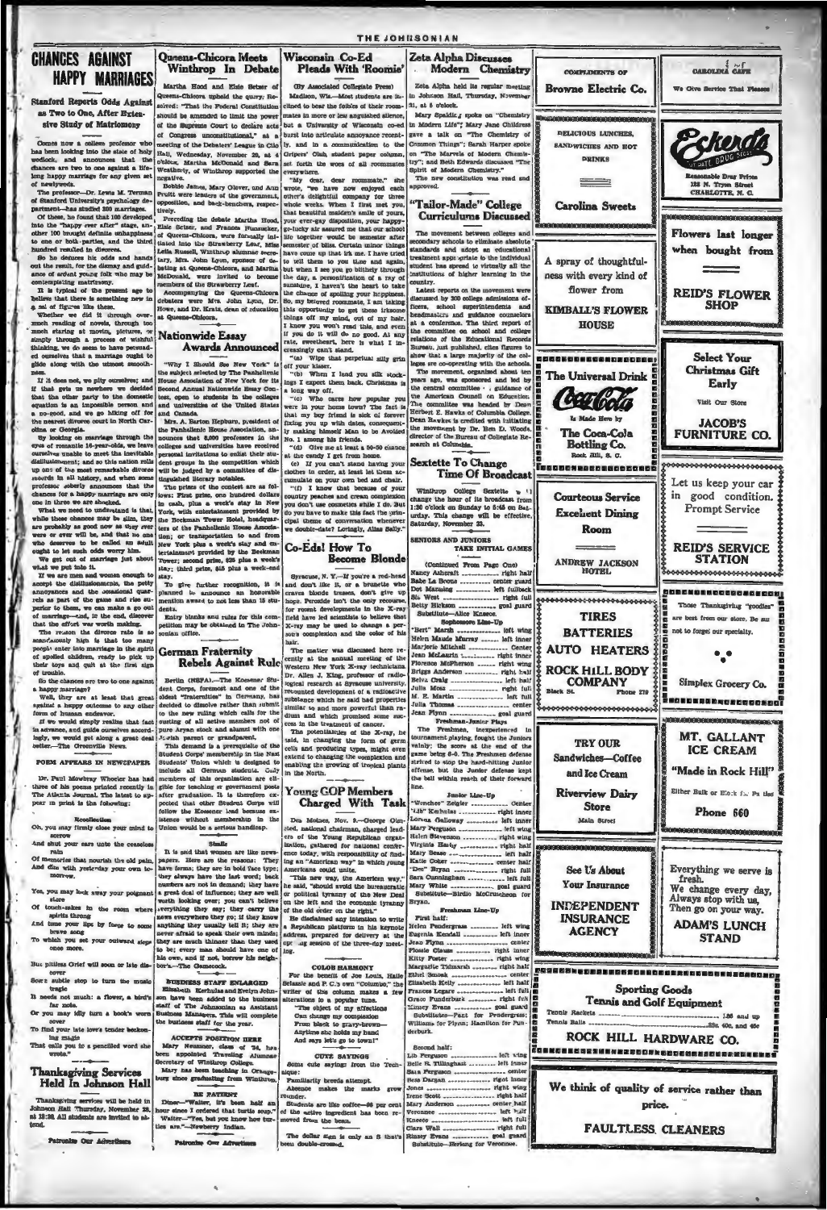# CHANCES AGAINST HAPPY MARRIAGES

## Stanford Reports Odds Against as Two to One, After Extensive Study of Matrimony

Comes now a college professor who has been looking into the state of holy wedlock, and announces that the chances are two to one against a lifelong happy marriage for any given set of newlyweds.

The professor—Dr. Lewis M. Terman of Stanford University's psychology department—has studied 300 marriages. Of these, he found that 100 developed into the "happy ever after" stage, another 100 brought definite unhappiness to one or both parties, and the third hundred resulted in divorces.

So he deduces his odds and hands out the result, for the dismay and guidance of ardent young folk who may be contemplating matrimony.

It is typical of the present age to believe that there is something new in a set of figures like these.

Whether we did it through over-much reading of novels, through too much staring at movies, pictures, or simply through a process of wishful thinking, we do seem to have persuaded ourselves that a marriage ought to glide along with the utmost smoothness.

If it does not, we pity ourselves; and if that gets us nowhere we decided that the other party to the domestic equation is an impossible person and a no-good, and we go hiking off for the nearest divorce court in North Carolina or Georgia.

By looking on marriage through the eyes of romantic 16-year-olds, we leave ourselves unable to meet the inevitable disillusionment; and so this nation rolls up one of the most remarkable divorce records in all history, and when some professor soberly announces that the chances for a happy marriage are only one in three we are shocked.

What we need to understand is that, while these chances may be slim, they are probably as good now as they ever were or ever will be, and that no one who deserves to be called an adult ought to let such odds worry him.

We get out of marriage just about what we put into it.

If we are men and women enough to accept the disillusionments, the petty annoyances and the occasional quarrels as part of the game and rise superior to them, we can make a go out of marriage—and, in the end, discover that the effort was worth making.

The reason the divorce rate is so scandalously high is that too many people enter into marriage in the spirit of spoiled children, ready to pick up their toys and quit at the first sign of trouble.

So the chances are two to one against a happy marriage?

Well, they are at least that great against a happy outcome to any other form of human endeavor.

If we would simply realize that fact in advance, and guide ourselves accordingly, we would get along a great deal better.—The Greenville News.

## POEM APPEARS IN NEWSPAPER

Dr. Paul Mowbray Wheeler has had three of his poems printed recently in The Atlanta Journal. The latest to appear in print is the following:

**Recollection**

Oh, you may firmly close your mind to sorrow
And shut your ears unto the ceaseless rain
Of memories that nourish the old pain,
And dine with yesterday your own to-morrow.

Yes, you may lock away your poignant store
Of touch-sakes in the room where spirits throng
And time your lips by force to some brave song
To which you set your outward steps once more.

But pitiless Grief will soon or late discover
Some subtle step to turn the music tragic
It needs not much: a flower, a bird's far note,
Or you may idly turn a book's worn cover
To find your late love's tender beckoning magic
That calls you to a pencilled word she wrote."

## Thanksgiving Services Held In Johnson Hall

Thanksgiving services will be held in Johnson Hall Thursday, November 23, at 12:30. All students are invited to attend.

**Patronize Our Advertisers**

---

# Queens-Chicora Meets Winthrop In Debate

Martha Hood and Elsie Setzer of Queens-Chicora upheld the query, Resolved: "That the Federal Constitution should be amended to limit the power of the Supreme Court to declare acts of Congress unconstitutional," at a meeting of the Debaters' League in Club Hall, Wednesday, November 29, at 4 o'clock. Martha McDonald and Sara Weatherly, of Winthrop supported the negative.

Bobbie James, Mary Oliver, and Ann Pruitt were leaders of the government, opposition, and back-benchers, respectively.

Preceding the debate Martha Hood, Elsie Setzer, and Frances Funnaker, of Queens-Chicora, were formally initiated into the Strawberry Leaf, Miss Leila Russell, Winthrop alumnae secretary, Mrs. John Lyon, sponsor of debating at Queens-Chicora, and Martha McDonald, were invited to become members of the Strawberry Leaf.

Accompanying the Queens-Chicora debaters were Mrs. John Lyon, Dr. Howe, and Dr. Kratz, dean of education at Queens-Chicora.

## Nationwide Essay Awards Announced

"Why I Should See New York" is the subject selected by The Panhellenic House Association of New York for its Second Annual Nationwide Essay Contest, open to students in the colleges and universities of the United States and Canada.

Mrs. A. Barton Hepburn, president of the Panhellenic House Association, announces that 8,000 professors in the colleges and universities have received personal invitations to enlist their student groups in the competition which will be judged by a committee of distinguished literary notables.

The prizes of the contest are as follows: First prize, one hundred dollars in cash, plus a week's stay in New York, with entertainment provided by the Beekman Tower Hotel, headquarters of the Panhellenic House Association; or transportation to and from New York plus a week's stay and entertainment provided by the Beekman Tower; second prize, $25 plus a week's stay; third prize, $15 plus a week-end stay.

To give further recognition, it is planned to announce an honorable mention award to not less than 15 students.

Entry blanks and rules for this competition may be obtained in The Johnsonian office.

## German Fraternity Rebels Against Rule

Berlin (NSFA)—The Koesener Student Corps, foremost and one of the oldest "fraternities" in Germany, has decided to dissolve rather than submit to the new ruling which calls for the ousting of all active members not of pure Aryan stock and alumni with one Jewish parent or grandparent.

This demand is a prerequisite of the Student Corps' membership in the New Students' Union which is designed to include all German students. Only members of this organization are eligible for teaching or government posts after graduation. It is therefore expected that other Student Corps will follow the Koesener lead because existence without membership in the Union would be a serious handicap.

**Simile**

It is said that women are like newspapers. Here are the reasons: They have forms; they are in bold face type; they always have the last word; back numbers are not in demand; they have a great deal of influence; they are well worth looking over; you can't believe everything they say; they carry the news everywhere they go; if they know anything they usually tell it; they are never afraid to speak their own minds; they are much thinner than they used to be; every man should have one of his own, and if not, borrow his neighbor's.—The Gamecock.

**BUSINESS STAFF ENLARGED**

Elizabeth Kerhulas and Evelyn Johnson have been added to the business staff of The Johnsonian as Assistant Business Managers. This will complete the business staff for the year.

**ACCEPTS POSITION HERE**

Mary Neasmer, class of '34, has been appointed Traveling Alumnae Secretary of Winthrop College. Mary has been teaching in Orangeburg since graduating from Winthrop.

**BE PATIENT**

Diner—"Waiter, it's been half an hour since I ordered that turtle soup." Waiter—"Yes, but you know how turtles are."—Newberry Indian.

**Patronize Our Advertisers**

---

# Wisconsin Co-Ed Pleads With 'Roomie'

(By Associated Collegiate Press)

Madison, Wis.—Most students are inclined to bear the foibles of their roommates in more or less anguished silence, but a University of Wisconsin co-ed burst into articulate annoyance recently, and in a communication to the Gripers' Club, student paper column, set forth the woes of all roommates everywhere.

"My dear, dear roommate," she wrote, "we have now enjoyed each other's delightful company for three whole weeks. When I first met you, that beautiful maiden's smile of yours, your ever-gay disposition, your happy-go-lucky air assured me that our school life together would be semester after semester of bliss. Certain minor things have come up that irk me. I have tried to tell them to you time and again, but when I see you go blithely through the day, a personification of a ray of sunshine, I haven't the heart to take the chance of spoiling your happiness. So, my beloved roommate, I am taking this opportunity to get these irksome things off my mind, out of my hair. I know you won't read this, and even if you do it will do no good. At any rate, sweetheart, here is what I increasingly can't stand.

"(a) Wipe that perpetual silly grin off your kisser.

"(b) When I lend you silk stockings I expect them back. Christmas is a long way off.

"(c) Who cares how popular you were in your home town? The fact is that my boy friend is sick of forever fixing you up with dates, consequently making himself Man to be Avoided No. 1 among his friends.

"(d) Give me at least a 50-50 chance at the candy I get from home.

(e) If you can't stand having your clothes in order, at least let them accumulate on your own bed and chair.

"(f) I know that because of your country peaches and cream complexion you don't use cosmetics while I do. But do you have to make this fact the principal theme of conversation whenever we double-date? Lovingly, Alias Sally."

## Co-Eds! How To Become Blonde

Syracuse, N. Y.—If you're a red-head and don't like it, or a brunette who craves blonde tresses, don't give up hope. Peroxide isn't the only recourse, for recent developments in the X-ray field have led scientists to believe that X-ray may be used to change a person's complexion and the color of his hair.

The matter was discussed here recently at the annual meeting of the Western New York X-ray technicians. Dr. Allen A. King, professor of radiological research at Syracuse university, recounted development of a radioactive substance which he said had properties similar to and more powerful than radium and which promised some success in the treatment of cancer.

The potentialities of the X-ray, he said, in changing the form of germ cells and producing types, might even extend to changing the complexion and enabling the growing of tropical plants in the North.

## Young GOP Members Charged With Task

Des Moines, Nov. 9.—George Olmsted, national chairman, charged leaders of the Young Republican organization, gathered for national conference today, with responsibility of finding an "American way" in which young Americans could unite.

"This new way, the American way," he said, "should avoid the bureaucratic or political tyranny of the New Deal on the left and the economic tyranny of the old order on the right."

He disclaimed any intention to write a Republican platform in his keynote address, prepared for delivery at the opening session of the three-day meeting.

**COLOR HARMONY**

For the benefit of Joe Louis, Haile Selassie and P. C.'s own "Columbo," the writer of this column makes a few alterations to a popular tune.

"The object of my affections
Can change my complexion
From black to gravy-brown—
Anytime she holds my hand
And says let's go to town!"

**CUTE SAYINGS**

Some cute sayings from the Technique:

Familiarity breeds attempt.

Absence makes the marks grow rounder.

Students are like coffee—80 per cent of the active ingredient has been removed from the bean.

The dollar sign is only an S that's been double-crossed.

---

# Zeta Alpha Discusses Modern Chemistry

Zeta Alpha held its regular meeting in Johnson Hall, Thursday, November 21, at 5 o'clock.

Mary Spaldig spoke on "Chemistry in Modern Life"; Mary Jane Childress gave a talk on "The Chemistry of Common Things"; Sarah Harper spoke on "The Marvels of Modern Chemistry"; and Beth Edwards discussed "The Spirit of Modern Chemistry."

The new constitution was read and approved.

## "Tailor-Made" College Curriculums Discussed

The movement between colleges and secondary schools to eliminate absolute standards and adopt an educational treatment appropriate to the individual student has spread to virtually all the institutions of higher learning in the country.

Latest reports on the movement were discussed by 300 college admissions officers, school superintendents and headmasters and guidance counselors at a conference. The third report of the committee on school and college relations of the Educational Records Bureau, just published, cites figures to show that a large majority of the colleges are co-operating with the schools.

The movement, organized about six years ago, was sponsored and led by the central committee . . guidance of the American Council on Education. The committee was headed by Dean Herbert E. Hawks of Columbia College. Dean Hawkes is credited with initiating the movement by Dr. Ben D. Woods, director of the Bureau of Collegiate Research at Columbia.

## Sextette To Change Time Of Broadcast

Winthrop College Sextette will change the hour of its broadcast from 1:30 o'clock on Sunday to 5:45 on Saturday. This change will be effective, Saturday, November 23.

**SENIORS AND JUNIORS TAKE INITIAL GAMES**

(Continued From Page One)

Nancy Ashcraft .............. right half
Babe La Brone .............. center guard
Dot Manning .............. left fullback
Sis West .............. right full
Betty Hickson .............. goal guard
Substitute—Alice Kneece.

**Sophomore Line-Up**

"Bert" Marsh .............. left wing
Helen Maude Murray .............. left inner
Marjorie Mitchell .............. Center
Jean McLaurin .............. right inner
Florence McPherson .............. right wing
Briggs Anderson .............. right half
Belva Craig .............. left half
Julia Moss .............. right full
M. E. Martin .............. left full
Julia Thomas .............. center
Jean Flynn .............. goal guard

**Freshman-Junior Plays**

The Freshmen, inexperienced in tournament playing, fought the Juniors vainly; the score at the end of the game being 6-0. The Freshmen defense strived to stop the hard-hitting Junior offense, but the Junior defense kept the ball within reach of their forward line.

**Junior Line-Up**

"Wenches" Zeigler .............. Center
"Lib" Kerhulas .............. right inner
Lorena Galloway .............. left inner
Mary Ferguson .............. left wing
Helen Stevenson .............. right wing
Virginia Hasty .............. right half
Mary Sease .............. left half
Katie Coker .............. center half
"Cec" Bryan .............. right full
Sara Cunningham .............. left full
Mary White .............. goal guard
Substitute—Birdie McCutcheon for Bryan.

**Freshman Line-Up**

First half:
Helen Pendergrass .............. left wing
Eugenia Kendall .............. left inner
Jean Flynn .............. center
Flossie Clause .............. right inner
Kitty Foster .............. right wing
Margaret Tidmarsh .............. right half
Ethel Smoak .............. center
Elizabeth Kelly .............. left half
Frances Legare .............. left full
Grace Funderburk .............. right full
Kinsey Evans .............. goal guard
Substitutes—Fant for Pendergrass; Williams for Flynn; Hamilton for Funderburk.

Second half:
Lib Ferguson .............. left wing
Belle R. Tillinghast .............. left inner
Sara Ferguson .............. center
Bess Dargan .............. right inner
Jones .............. right wing
Irene Scott .............. right half
Mary Anderson .............. center half
Veronnee .............. left half
Kneece .............. left full
Clara Wall .............. right full
Kinsey Evans .............. goal guard
Substitute—Herlong for Veronnee.

---

COMPLIMENTS OF **Browne Electric Co.**

DELICIOUS LUNCHES, SANDWICHES AND HOT DRINKS — **Carolina Sweets**

A spray of thoughtfulness with every kind of flower from **KIMBALL'S FLOWER HOUSE**

**The Universal Drink** — Coca-Cola — Is Made Here by **The Coca-Cola Bottling Co.** Rock Hill, S. C.

**Courteous Service — Excellent Dining Room** — ANDREW JACKSON HOTEL

**TIRES — BATTERIES — AUTO HEATERS** — ROCK HILL BODY COMPANY — Black St. Phone 270

**TRY OUR Sandwiches—Coffee and Ice Cream** — Riverview Dairy Store — Main Street

**See Us About Your Insurance** — INDEPENDENT INSURANCE AGENCY

**CAROLINA CAFE** — We Give Service That Pleases

**Eckerd's** — Reasonable Drug Prices — 122 N. Tryon Street — CHARLOTTE, N. C.

**Flowers last longer when bought from REID'S FLOWER SHOP**

**Select Your Christmas Gift Early** — Visit Our Store — **JACOB'S FURNITURE CO.**

Let us keep your car in good condition. Prompt Service — **REID'S SERVICE STATION**

Those Thanksgiving "goodies" are best from our store. Be sure not to forget our specialty. — **Simplex Grocery Co.**

**MT. GALLANT ICE CREAM** — "Made in Rock Hill" — Either Bulk or Brick. Ph the Phone 660

Everything we serve is fresh. We change every day, Always stop with us, Then go on your way. — **ADAM'S LUNCH STAND**

**Sporting Goods — Tennis and Golf Equipment**
Tennis Rackets .............. 1.25 and up
Tennis Balls .............. 40c, and 45c
**ROCK HILL HARDWARE CO.**

We think of quality of service rather than price. — **FAULTLESS CLEANERS**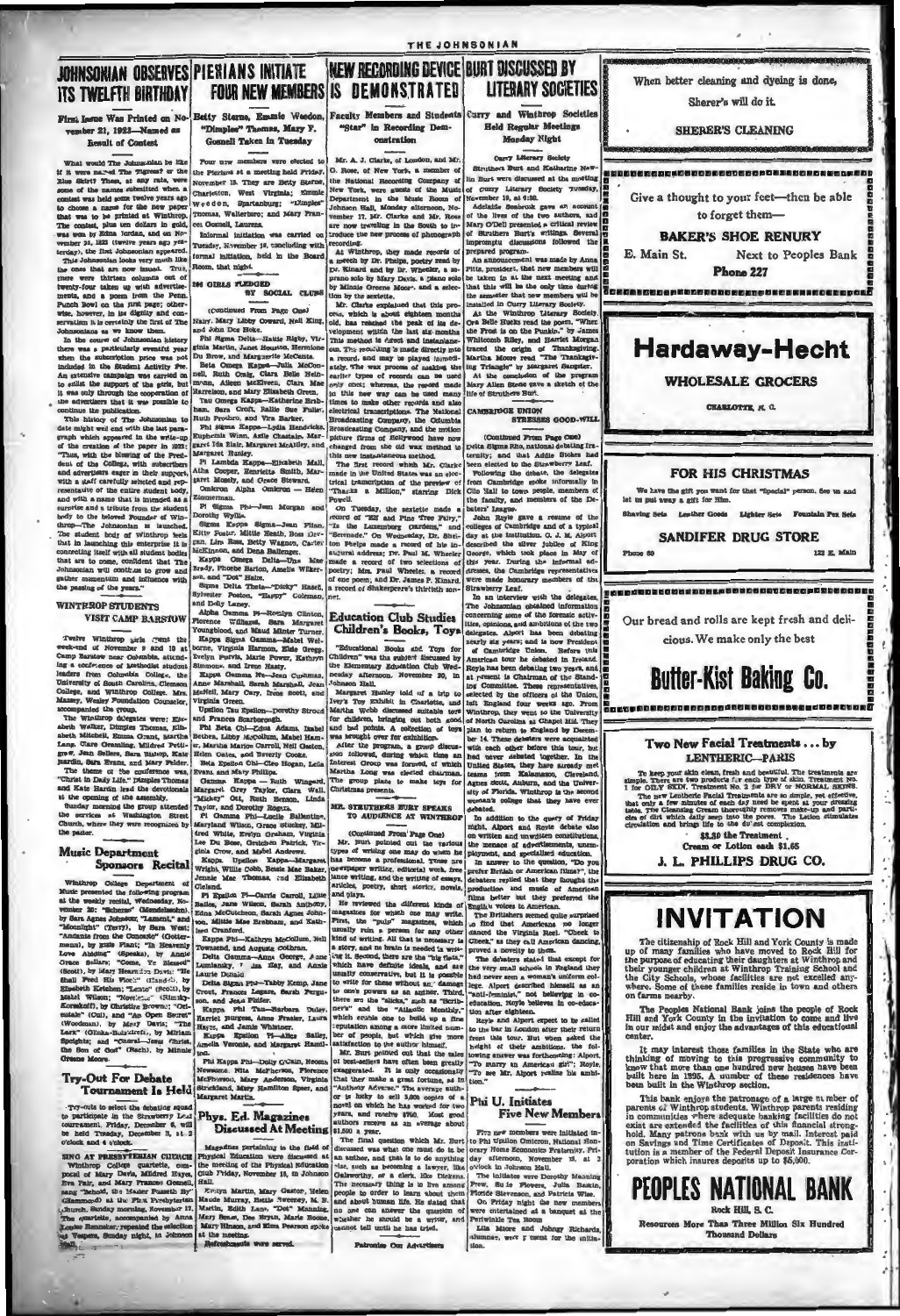# JOHNSONIAN OBSERVES ITS TWELFTH BIRTHDAY

**First Issue Was Printed on November 21, 1923—Named as Result of Contest**

What would The Johnsonian be like if it were named The Tigress? or the Blue Skirt? Then, at any rate, were some of the names submitted when a contest was held some twelve years ago to choose a name for the new paper that was to be printed at Winthrop. The contest, plus ten dollars in gold, was won by Edna Jordan, and on November 21, 1923 (twelve years ago yesterday), the first Johnsonian appeared.

This Johnsonian looks very much like the ones that are now issued. True, there were thirteen columns out of twenty-four taken up with advertisements, and a poem from the Penn. Punch Bowl on the first page; otherwise, however, in its dignity and conservatism it is certainly the first of The Johnsonians as we know them.

In the course of Johnsonian history there was a particularly eventful year when the subscription price was not included in the Student Activity Fee. An extensive campaign was carried on to enlist the support of the girls, but it was only through the cooperation of the advertisers that it was possible to continue the publication.

This history of The Johnsonian to date might well end with the last paragraph which appeared in the write-up of the creation of the paper in 1923: "Thus, with the blessing of the President of the College, with subscribers and advertisers eager in their support, with a staff carefully selected and representative of the entire student body, and with a name that is intended as a surprise and a tribute from the student body to the beloved Founder of Winthrop—The Johnsonian is launched. The student body of Winthrop feels that in launching this enterprise it is connecting itself with all student bodies that are to come, confident that The Johnsonian will continue to grow and gather momentum and influence with the passing of the years."

## WINTHROP STUDENTS VISIT CAMP BARSTOW

Twelve Winthrop girls spent the week-end of November 9 and 10 at Camp Barstow near Columbia, attending a conference of Methodist student leaders from Columbia College, the University of South Carolina, Clemson College, and Winthrop College. Mrs. Massey, Wesley Foundation Counselor, accompanied the group.

The Winthrop delegates were: Elizabeth Walker, Dimples Thomas, Elizabeth Mitchell, Emma Grant, Martha Lang, Clare Greening, Mildred Pettigrew, Jean Sellers, Sara Bishop, Kate Hardin, Sara Evans, and Mary Felder.

The theme of the conference was, "Christ in Daily Life." Dimples Thomas and Kate Hardin led the devotionals at the opening of the assembly.

Sunday morning the group attended the services at Washington Street Church, where they were recognized by the pastor.

## Music Department Sponsors Recital

Winthrop College Department of Music presented the following program at the weekly recital, Wednesday, November 20: "Scherzo" (Mendelssohn), by Sara Agnes Johnston; "Lament," and "Moonlight" (Terry), by Sara West; "Andante from the Concerto" (Gotterman), by Eddie Plant; "In Heavenly Love Abiding" (Speaks), by Annie Grace Sellers; "Come, Ye Blessed" (Scott), by Mary Jeannette Davis; "He Shall Feed His Flock" (Handel), by Elizabeth Ketchen; "Lento" (Scott), by Mabel Wilson; "Novelette" (Rimsky-Korsakoff), by Christine Browne; "Orientale" (Cui), and "An Open Secret" (Woodman), by Mary Davis; "The Lark" (Glinka-Balakirew), by Miriam Speights; and "Chorale—Jesu Christ, the Son of God" (Bach), by Minnie Greene Moore.

## Try-Out For Debate Tournament Is Held

Try-outs to select the debating squad to participate in the Strawberry Leaf tournament, Friday, December 6, will be held Tuesday, December 3, at 2 o'clock and 4 o'clock.

### SING AT PRESBYTERIAN CHURCH

Winthrop College quartette, composed of Mary Davis, Mildred Hayes, Eva Fair, and Mary Frances Gosnell, sang "Behold, the Master Passeth By" (Hammond) at the First Presbyterian Church, Sunday morning, November 17. The quartette, accompanied by Anna Louise Bowman, repeated the selection at Vespers, Sunday night, in Johnson Hall.

# PIERIANS INITIATE FOUR NEW MEMBERS

**Betty Sterns, Emmie Weedon, "Dimples" Thomas, Mary F. Gosnell Taken in Tuesday**

Four new members were elected to the Pierians at a meeting held Friday, November 15. They are Betty Sterns, Charleston, West Virginia; Emmie Weedon, Spartanburg; "Dimples" Thomas, Walterboro; and Mary Frances Gosnell, Laurens.

Informal initiation was carried on Tuesday, November 19, concluding with formal initiation, held in the Board Room, that night.

### 266 GIRLS PLEDGED BY SOCIAL CLUBS

(Continued From Page One)

Nair, Mary Libby Coward, Nell King, and John Dee Bobo.

Phi Sigma Delta—Hattie Rigby, Virginia Martin, Janet Houston, Hermione Du Brow, and Marguerite McCants.

Beta Omega Kappa—Julia McConnell, Ruth Craig, Clara Belle Heilmann, Aileen McElveen, Clara Mae Harrelson, and Mary Elizabeth Green.

Tau Omega Kappa—Katherine Brabham, Sara Croft, Sallie Sue Fuller, Ruth Preston, and Vira Barker.

Phi Sigma Kappa—Lydia Hendricks, Euphemia Winn, Azile Chastain, Margaret Ida Blair, Margaret McAlley, and Margaret Hunley.

Pi Lambda Kappa—Elizabeth Mall, Atha Cooper, Henrietta Smith, Margaret Mosely, and Grace Steward.

Omicron Alpha Omicron — Helen Zimmerman.

Pi Sigma Phi—Jean Morgan and Dorothy Wyllie.

Sigma Kappa Sigma—Jean Finan, Kitty Foster, Mittie Heath, Bess Dorgan, Lila Ross, Betty Wagnon, Carter McKinnon, and Dena Ballenger.

Kappa Omega Delta—Una Mae Brady, Phoebe Barton, Amelia Wilkerson, and "Dot" Hailes.

Sigma Delta Theta—"Dicky" Hasell, Sylvester Poston, "Happy" Coleman, and Dolly Laney.

Alpha Gamma Pi—Rosslyn Clinton, Florence Williams, Sara Margaret Youngblood, and Maud Minter Turner.

Kappa Sigma Gamma—Mabel Welborne, Virginia Harmon, Elsie Gregg, Evelyn Potvin, Marie Power, Kathryn Simmons, and Irene Hasty.

Kappa Gamma Phi—Jean Cushman, Anne Marshall, Sarah Marshall, Jean McNeil, Mary Cary, Irene Scott, and Virginia Green.

Upsilon Tau Epsilon—Dorothy Stroud and Frances Scarborough.

Phi Beta Chi—Edna Adams, Isabel Sellers, Libby McCollum, Mabel Hamer, Martha Marion Carroll, Nell Oxidine, Helen Oates, and Beverly Cooke.

Beta Epsilon Chi—Cleo Hogan, Leila Evans, and Mary Phillips.

Gamma Kappa — Ruth Wingard, Margaret Grey Taylor, Clara Wall, "Mickey" Ott, Ruth Henson, Linda Taylor, and Dorothy Rogers.

Pi Gamma Phi—Lucile Ballentine, Maryland Wilson, Grace Stuckey, Mildred White, Evelyn Graham, Virginia Lee Du Bose, Gretchen Patrick, Virginia Crow, and Mabel Andrews.

Kappa Upsilon Kappa—Margaret Wright, Willie Cobb, Bessie Mae Baker, Jennie Mae Thomas, and Elizabeth Cleland.

Pi Epsilon Pi—Carrie Carroll, Lillie Bailes, Jane Wilson, Sarah Anthony, Edna McCutcheon, Sarah Agnes Johnson, Mittie Mae Brabham, and Kathleen Cranford.

Kappa Phi—Kathryn McCollum, Nell Townsend, and Augusta Ackerman.

Delta Gamma—Anne George, Jane Lumlansky, Jan Kay, and Annie Laurie Donald.

Delta Sigma Phi—Tabby Kemp, Jane Crook, Frances Legare, Sarah Ferguson, and Jane Felder.

Kappa Phi Tau—Barbara Dailey, Harriet Burgess, Anne Frazier, Laura Hayes, and Jamie Whitmer.

Kappa Epsilon Pi—Alice Bailey, Amelia Veronee, and Margaret Hamilton.

Phi Kappa Phi—Dolly Cohen, Neoma Newsome, Nita McPherson, Florence McPherson, Mary Anderson, Virginia Strickland, Mary Hamilton Speer, and Margaret Martin.

## Phys. Ed. Magazines Discussed At Meeting

Magazines pertaining to the field of Physical Education were discussed at the meeting of the Physical Education Club Friday, November 15, in Johnson Hall.

Evelyn Martin, Mary Gaston, Helen Maude Murray, Bettie Sweeney, M. B. Martin, Edith Lane, "Dot" Manning, Mary Bean, Dee Bryan, Marie Boone, Mary Hinson, and Elma Pearson spoke at the meeting.

Refreshments were served.

# NEW RECORDING DEVICE IS DEMONSTRATED

**Faculty Members and Students "Star" in Recording Demonstration**

Mr. A. J. Clarke, of London, and Mr. C. Ross, of New York, a member of the National Recording Company of New York, were guests of the Music Department in the Music Room of Johnson Hall, Monday afternoon, November 17. Mr. Clarke and Mr. Ross are now traveling in the South to introduce the new process of phonograph recording.

At Winthrop, they made records of a speech by Dr. Phelps, poetry read by Dr. Kinard and by Dr. Wheeler, a soprano solo by Mary Davis, a piano solo by Minnie Greene Moore, and a selection by the sextette.

Mr. Clarke explained that this process, which is about eighteen months old, has reached the peak of its development within the last six months. This method is made directly into a record, and may be played immediately. The wax process of making the earlier types of records can be used only once; whereas, the record made in this new way can be used many times to make other records and also electrical transcriptions. The National Broadcasting Company, the Columbia Broadcasting Company, and the motion picture firms of Hollywood have now changed from the old wax method to this new instantaneous method.

The first record which Mr. Clarke made in the United States was an electrical transcription of the preview of "Thanks a Million," starring Dick Powell.

On Tuesday, the sextette made a record of "Elf and Pine Tree Fairy," "In the Luxembourg Gardens," and "Serenade." On Wednesday, Dr. Shelton Phelps made a record of his inaugural address; Dr. Paul M. Wheeler made a record of two selections of poetry; Mrs. Paul Wheeler, a record of one poem; and Dr. James P. Kinard, a record of Shakespeare's thirtieth sonnet.

## Education Club Studies Children's Books, Toys

"Educational Books and Toys for Children" was the subject discussed by the Elementary Education Club Wednesday afternoon, November 20, in Johnson Hall.

Margaret Hunley told of a trip to Ivey's Toy Exhibit in Charlotte, and Martha Webb discussed suitable toys for children, bringing out both good and bad points. A collection of toys was brought over for exhibition.

After the program, a group discussion followed, during which time an Interest Group was formed, of which Martha Long was elected chairman. The group plans to make toys for Christmas presents.

### MR. STRUTHERS BURT SPEAKS TO AUDIENCE AT WINTHROP

(Continued From Page One)

Mr. Burt pointed out the various types of writing one may do when he has become a professional. These are newspaper writing, editorial work, free lance writing, and the writing of essays, articles, poetry, short stories, novels, and plays.

He reviewed the different kinds of magazines for which one may write. First, the "pulp" magazines, which usually pay a person for any other kind of writing. All that is necessary is a story, and no brain is needed to write it. Second, there are the "big fives," which have definite ideals, and are usually conservative, but it is possible to write for these without any damage to one's powers as an author. Third, there are the "slicks," such as "Scribner's" and the "Atlantic Monthly," which enable one to build up a fine reputation among a more limited number of people, but which give more satisfaction to the author himself.

Mr. Burt pointed out that the sales of best-sellers have often been greatly exaggerated. It is only occasionally that they make a great fortune, as in "Anthony Adverse." The average author is lucky to sell 3,000 copies of a novel on which he has worked for two years, and receive $750. Most good authors receive as an average about $1,500 a year.

The final question which Mr. Burt discussed was what one must do to be an author, and that is to do anything else, such as becoming a lawyer, like Galsworthy, or a clerk, like Dickens. The necessary thing is to live among people in order to learn about them and about human life. He stated that no one can answer the question of whether he should be a writer, and cannot tell until he has tried.

Patronize Our Advertisers

# BURT DISCUSSED BY LITERARY SOCIETIES

**Curry and Winthrop Societies Held Regular Meetings Monday Night**

### Curry Literary Society

Struthers Burt and Katharine Newlin Burt were discussed at the meeting of Curry Literary Society Tuesday, November 19, at 6:30.

Adelaide Babcock gave an account of the lives of the two authors, and Mary O'Dell presented a critical review of Struthers Burt's writings. Several impromptu discussions followed the prepared program.

An announcement was made by Anna Pitts, president, that new members will be taken in at the next meeting and that this will be the only time during the semester that new members will be installed in Curry Literary Society.

At the Winthrop Literary Society, Ora Belle Stocks read the poem, "When the Frost is on the Punkin," by James Whitcomb Riley, and Harriet Morgan traced the origin of Thanksgiving. Martha Moore read "The Thanksgiving Triangle" by Margaret Sangster.

At the conclusion of the program Mary Allen Stone gave a sketch of the life of Struthers Burt.

### CAMBRIDGE UNION STRESSES GOOD-WILL

(Continued From Page One)

Delta Sigma Rho, national debating fraternity; and that Addie Stokes had been elected to the Strawberry Leaf.

Following the debate, the delegates from Cambridge spoke informally in Clio Hall to town people, members of the faculty, and members of the Debaters' League.

John Royle gave a resume of the colleges of Cambridge and of a typical day at the institution. G. J. M. Alport described the silver jubilee of King George, which took place in May of this year. During the informal addresses, the Cambridge representatives were made honorary members of the Strawberry Leaf.

In an interview with the delegates, The Johnsonian obtained information concerning some of the forensic activities, opinions, and ambitions of the two delegates. Alport has been debating nearly six years; and is now President of Cambridge Union. Before this American tour he debated in Ireland. Royle has been debating two years, and at present is Chairman of the Standing Committee. These representatives, selected by the officers of the Union, left England four weeks ago. From Winthrop, they went to the University of North Carolina at Chapel Hill. They plan to return to England by December 14. These debaters were acquainted with each other before this tour, but had never debated together. In the United States, they have already met teams from Kalamazoo, Cleveland, Agnes Scott, Auburn, and the University of Florida. Winthrop is the second woman's college that they have ever debated.

In addition to the query of Friday night, Alport and Royle debate also on written and unwritten constitutions, the menace of advertisements, unemployment, and specialized education.

In answer to the question, "Do you prefer British or American films?", the debaters replied that they thought the production and music of American films better but they preferred the English voices to American.

The Britishers seemed quite surprised to find that Americans no longer danced the Virginia Reel. "Cheek to Cheek" as they call American dancing, proved a novelty to them.

The debaters stated that except for the very small schools in England they had never seen a woman's uniform college. Alport described himself as an "anti-feminist," not believing in co-education. Royle believes in co-education after eighteen.

Royle and Alport expect to be called to the bar in London after their return from this tour. But when asked the height of their ambitions, the following answer was forthcoming: Alport, "To marry an American girl!"; Royle, "To see Mr. Alport realize his ambition."

## Phi U. Initiates Five New Members

Five new members were initiated into Phi Upsilon Omicron, National Honorary Home Economics Fraternity, Friday afternoon, November 15, at 5 o'clock in Johnson Hall.

The initiates were Dorothy Manning Frew, Sue Flowers, Julia Baskin, Florine Stevenson, and Patricia Wise.

On Friday night the new members were entertained at a banquet at the Periwinkle Tea Room.

Lila Moore and Johnye Richards, alumnae, were guests for the initiation.

---

When better cleaning and dyeing is done,

Sherer's will do it.

**SHERER'S CLEANING**

---

Give a thought to your feet—then be able to forget them—

**BAKER'S SHOE RENURY**

E. Main St. Next to Peoples Bank

Phone 227

---

# Hardaway-Hecht

**WHOLESALE GROCERS**

CHARLOTTE, N. C.

---

## FOR HIS CHRISTMAS

We have the gift you want for that "Special" person. See us and let us put away a gift for Him.

Shaving Sets Leather Goods Lighter Sets Fountain Pen Sets

**SANDIFER DRUG STORE**

Phone 60 122 E. Main

---

Our bread and rolls are kept fresh and delicious. We make only the best

# Butter-Kist Baking Co.

---

## Two New Facial Treatments . . . by LENTHERIC—PARIS

To keep your skin clean, fresh and beautiful. The treatments are simple. There are two products for each type of skin. Treatment No. 1 for OILY SKIN. Treatment No. 2 for DRY or NORMAL SKINS.

The new Lentheric Facial Treatments are so simple, yet effective, that only a few minutes of each day need be spent at your dressing table. The Cleansing Cream thoroughly removes make-up and particles of dirt which daily seep into the pores. The Lotion stimulates circulation and brings life to the dullest complexion.

$2.50 the Treatment . .

Cream or Lotion each $1.65

**J. L. PHILLIPS DRUG CO.**

---

# INVITATION

The citizenship of Rock Hill and York County is made up of many families who have moved to Rock Hill for the purpose of educating their daughters at Winthrop and their younger children at Winthrop Training School and the City Schools, whose facilities are not excelled anywhere. Some of these families reside in town and others on farms nearby.

The Peoples National Bank joins the people of Rock Hill and York County in the invitation to come and live in our midst and enjoy the advantages of this educational center.

It may interest those families in the State who are thinking of moving to this progressive community to know that more than one hundred new houses have been built here in 1935. A number of these residences have been built in the Winthrop section.

This bank enjoys the patronage of a large number of parents of Winthrop students. Winthrop parents residing in communities where adequate banking facilities do not exist are extended the facilities of this financial stronghold. Many patrons bank with us by mail. Interest paid on Savings and Time Certificates of Deposit. This institution is a member of the Federal Deposit Insurance Corporation which insures deposits up to $5,000.

# PEOPLES NATIONAL BANK

Rock Hill, S. C.

Resources More Than Three Million Six Hundred Thousand Dollars